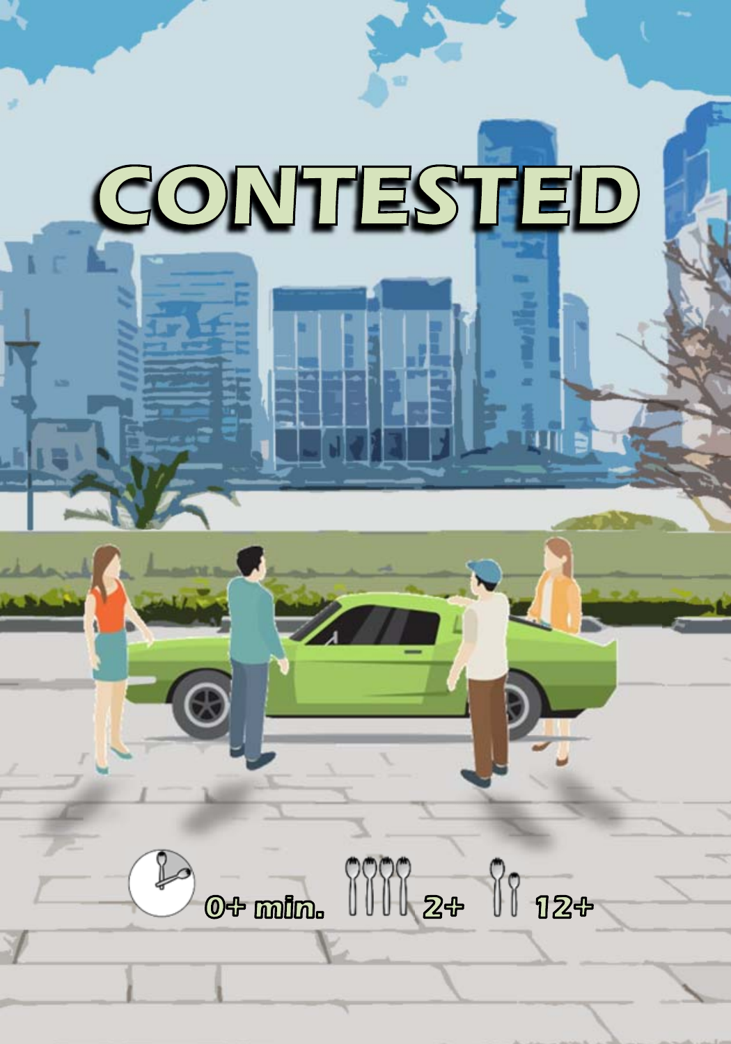# CONTESTED

0+ min. 2+ 12+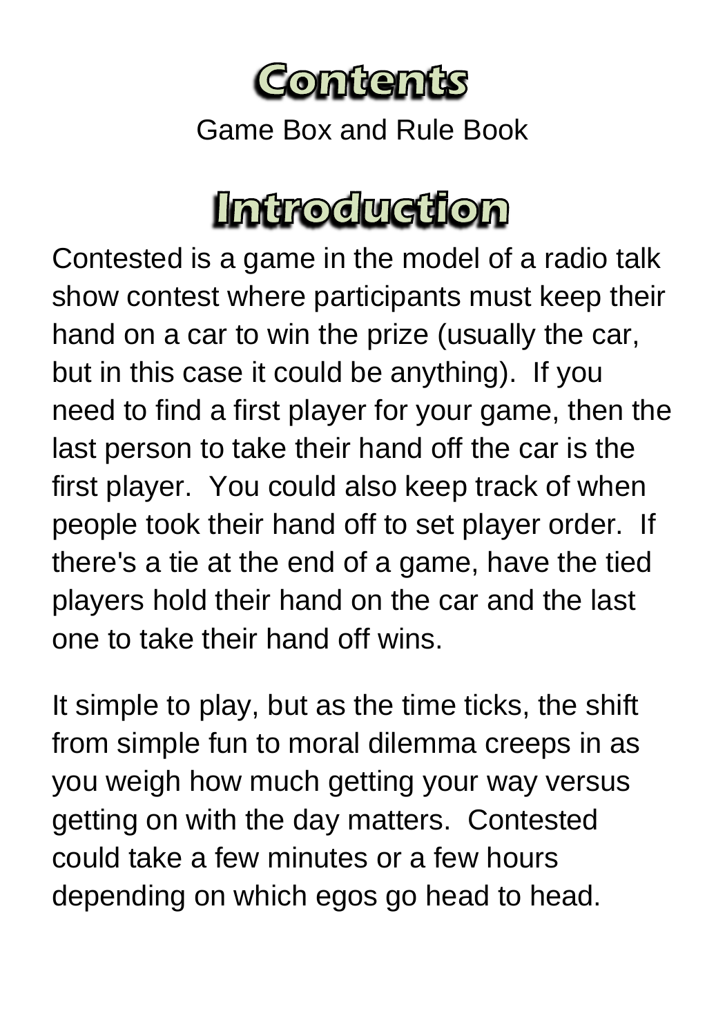# Contents

Game Box and Rule Book

# Introduction

Contested is a game in the model of a radio talk show contest where participants must keep their hand on a car to win the prize (usually the car, but in this case it could be anything). If you need to find a first player for your game, then the last person to take their hand off the car is the first player. You could also keep track of when people took their hand off to set player order. If there's a tie at the end of a game, have the tied players hold their hand on the car and the last one to take their hand off wins.

It simple to play, but as the time ticks, the shift from simple fun to moral dilemma creeps in as you weigh how much getting your way versus getting on with the day matters. Contested could take a few minutes or a few hours depending on which egos go head to head.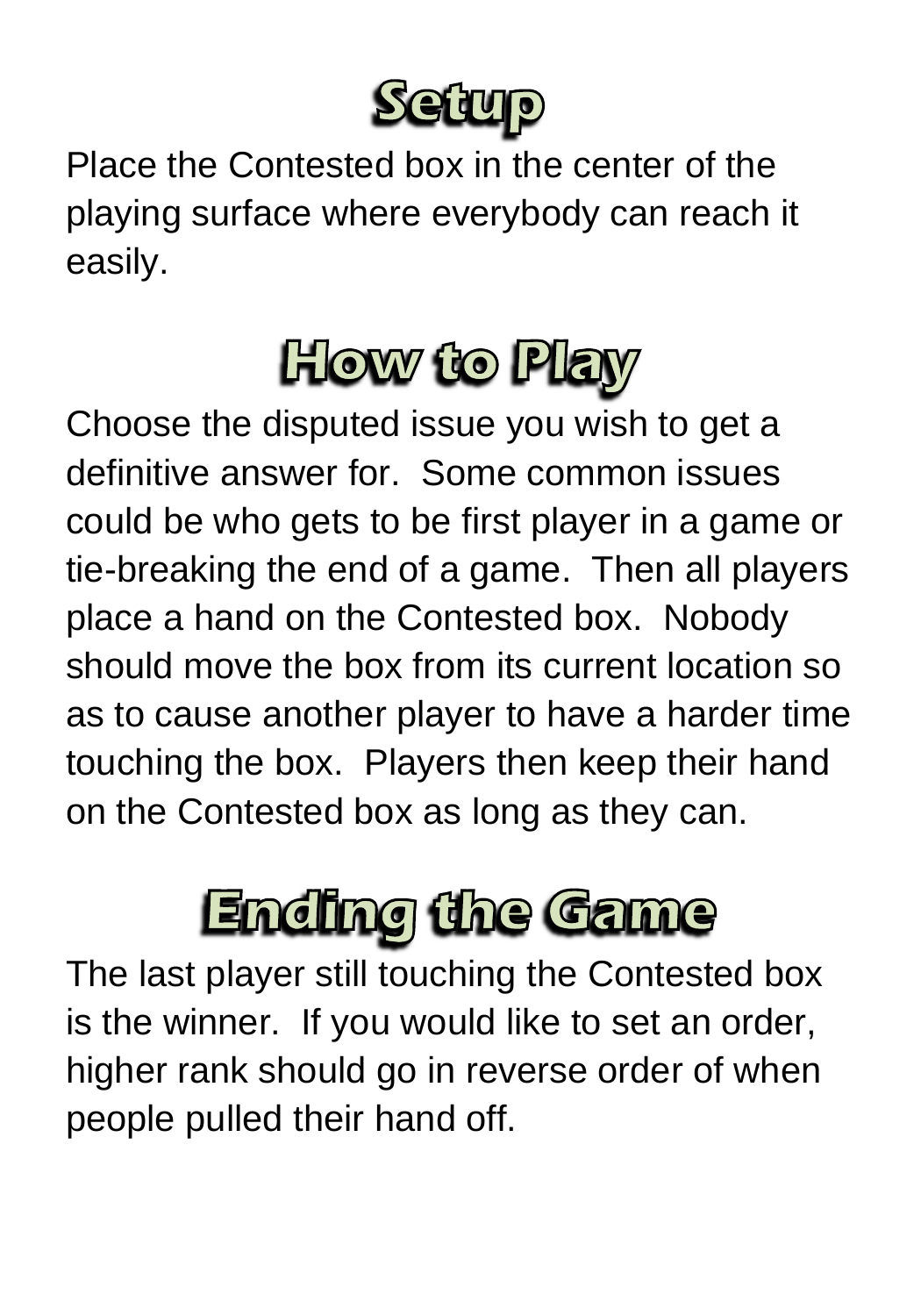# Setup

Place the Contested box in the center of the playing surface where everybody can reach it easily.

# How to Play

Choose the disputed issue you wish to get a definitive answer for. Some common issues could be who gets to be first player in a game or tie-breaking the end of a game. Then all players place a hand on the Contested box. Nobody should move the box from its current location so as to cause another player to have a harder time touching the box. Players then keep their hand on the Contested box as long as they can.

# Ending the Game

The last player still touching the Contested box is the winner. If you would like to set an order, higher rank should go in reverse order of when people pulled their hand off.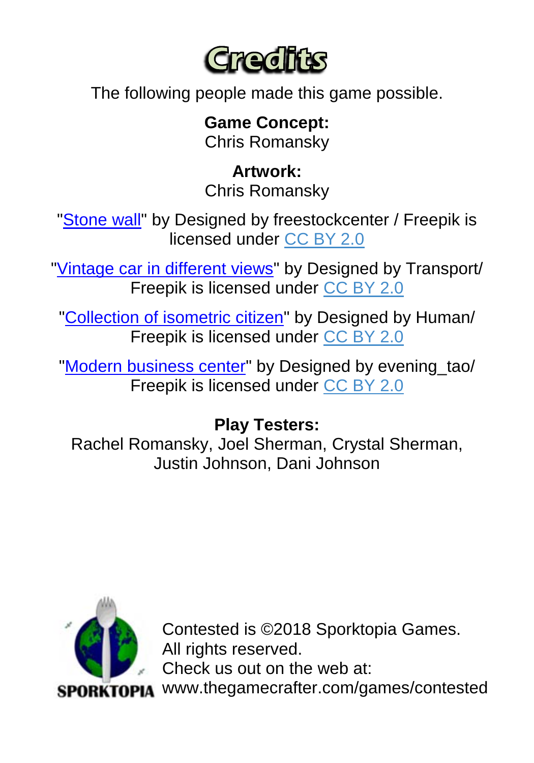# Credits

The following people made this game possible.

**Game Concept:**
Chris Romansky

**Artwork:**
Chris Romansky

"Stone wall" by Designed by freestockcenter / Freepik is licensed under CC BY 2.0

"Vintage car in different views" by Designed by Transport/ Freepik is licensed under CC BY 2.0

"Collection of isometric citizen" by Designed by Human/ Freepik is licensed under CC BY 2.0

"Modern business center" by Designed by evening_tao/ Freepik is licensed under CC BY 2.0

**Play Testers:**
Rachel Romansky, Joel Sherman, Crystal Sherman, Justin Johnson, Dani Johnson

SPORKTOPIA

Contested is ©2018 Sporktopia Games.
All rights reserved.
Check us out on the web at:
www.thegamecrafter.com/games/contested